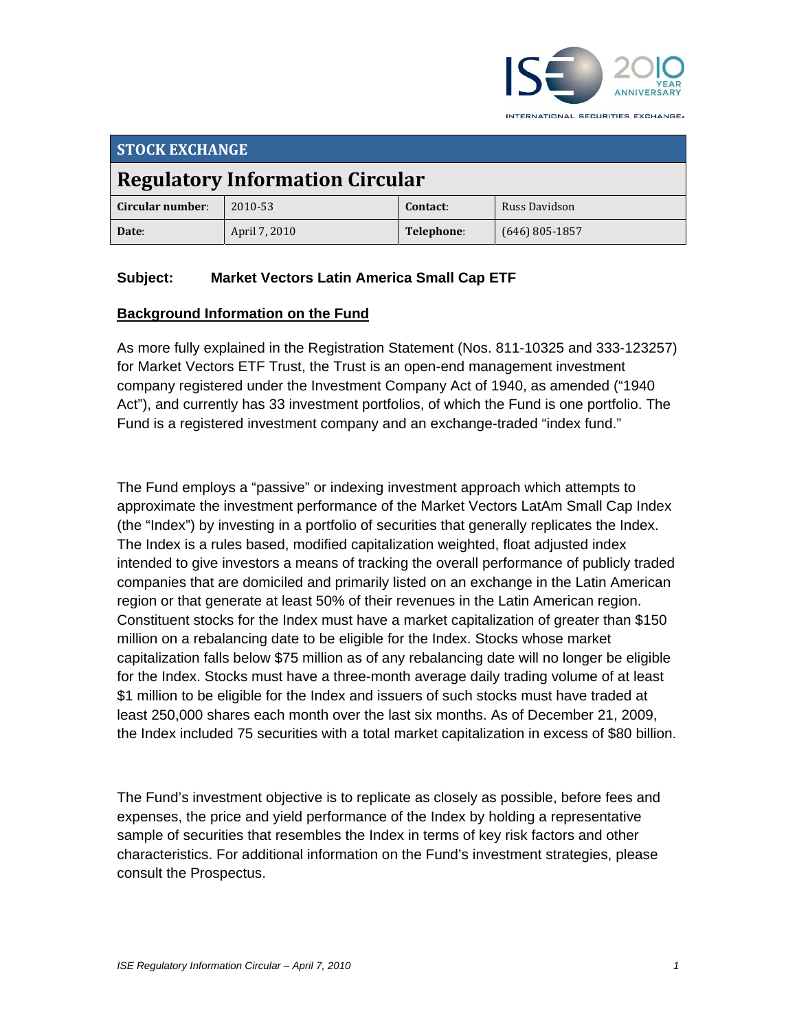## STOCK EXCHANGE

# Regulatory Information Circular

| Circular number: | 2010-53 | Contact: | Russ Davidson |
|---|---|---|---|
| Date: | April 7, 2010 | Telephone: | (646) 805-1857 |

**Subject: Market Vectors Latin America Small Cap ETF**

**Background Information on the Fund**

As more fully explained in the Registration Statement (Nos. 811-10325 and 333-123257) for Market Vectors ETF Trust, the Trust is an open-end management investment company registered under the Investment Company Act of 1940, as amended ("1940 Act"), and currently has 33 investment portfolios, of which the Fund is one portfolio. The Fund is a registered investment company and an exchange-traded "index fund."

The Fund employs a "passive" or indexing investment approach which attempts to approximate the investment performance of the Market Vectors LatAm Small Cap Index (the "Index") by investing in a portfolio of securities that generally replicates the Index. The Index is a rules based, modified capitalization weighted, float adjusted index intended to give investors a means of tracking the overall performance of publicly traded companies that are domiciled and primarily listed on an exchange in the Latin American region or that generate at least 50% of their revenues in the Latin American region. Constituent stocks for the Index must have a market capitalization of greater than $150 million on a rebalancing date to be eligible for the Index. Stocks whose market capitalization falls below $75 million as of any rebalancing date will no longer be eligible for the Index. Stocks must have a three-month average daily trading volume of at least $1 million to be eligible for the Index and issuers of such stocks must have traded at least 250,000 shares each month over the last six months. As of December 21, 2009, the Index included 75 securities with a total market capitalization in excess of $80 billion.

The Fund's investment objective is to replicate as closely as possible, before fees and expenses, the price and yield performance of the Index by holding a representative sample of securities that resembles the Index in terms of key risk factors and other characteristics. For additional information on the Fund's investment strategies, please consult the Prospectus.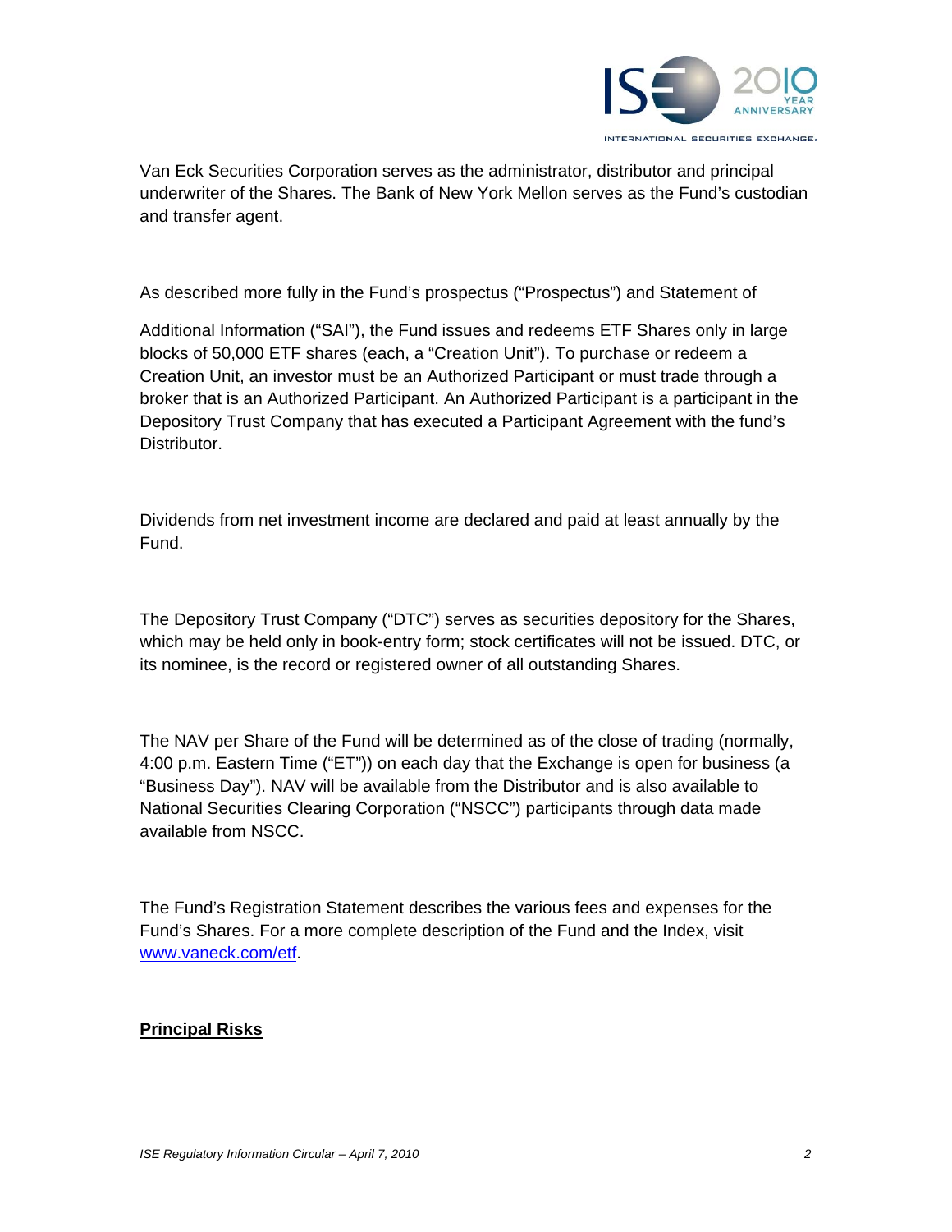Van Eck Securities Corporation serves as the administrator, distributor and principal underwriter of the Shares. The Bank of New York Mellon serves as the Fund's custodian and transfer agent.

As described more fully in the Fund's prospectus ("Prospectus") and Statement of Additional Information ("SAI"), the Fund issues and redeems ETF Shares only in large blocks of 50,000 ETF shares (each, a "Creation Unit"). To purchase or redeem a Creation Unit, an investor must be an Authorized Participant or must trade through a broker that is an Authorized Participant. An Authorized Participant is a participant in the Depository Trust Company that has executed a Participant Agreement with the fund's Distributor.

Dividends from net investment income are declared and paid at least annually by the Fund.

The Depository Trust Company ("DTC") serves as securities depository for the Shares, which may be held only in book-entry form; stock certificates will not be issued. DTC, or its nominee, is the record or registered owner of all outstanding Shares.

The NAV per Share of the Fund will be determined as of the close of trading (normally, 4:00 p.m. Eastern Time ("ET")) on each day that the Exchange is open for business (a "Business Day"). NAV will be available from the Distributor and is also available to National Securities Clearing Corporation ("NSCC") participants through data made available from NSCC.

The Fund's Registration Statement describes the various fees and expenses for the Fund's Shares. For a more complete description of the Fund and the Index, visit www.vaneck.com/etf.

**Principal Risks**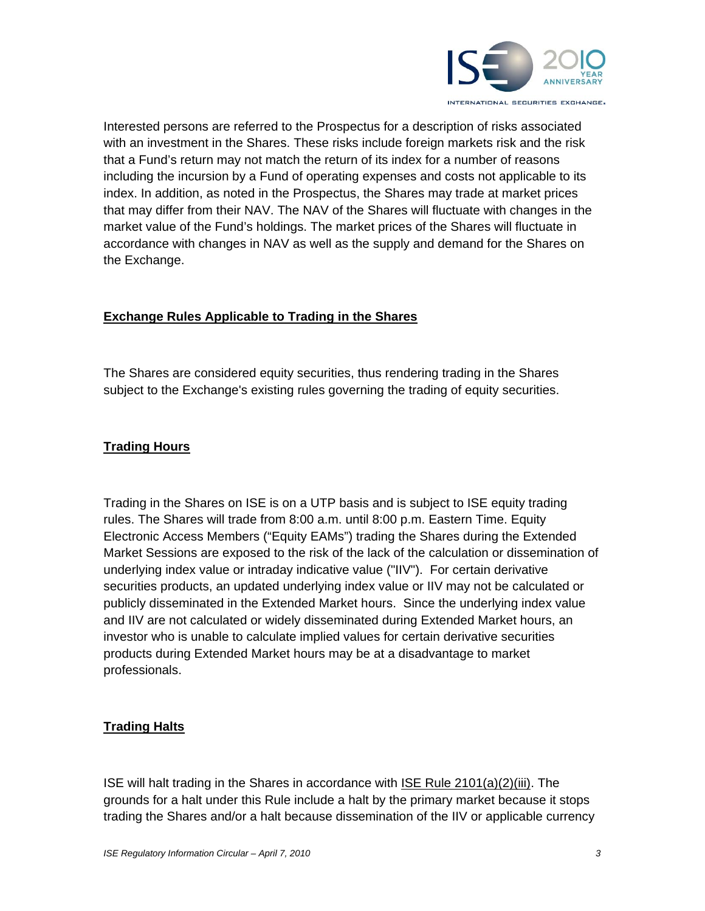Interested persons are referred to the Prospectus for a description of risks associated with an investment in the Shares. These risks include foreign markets risk and the risk that a Fund's return may not match the return of its index for a number of reasons including the incursion by a Fund of operating expenses and costs not applicable to its index. In addition, as noted in the Prospectus, the Shares may trade at market prices that may differ from their NAV. The NAV of the Shares will fluctuate with changes in the market value of the Fund's holdings. The market prices of the Shares will fluctuate in accordance with changes in NAV as well as the supply and demand for the Shares on the Exchange.

**Exchange Rules Applicable to Trading in the Shares**

The Shares are considered equity securities, thus rendering trading in the Shares subject to the Exchange's existing rules governing the trading of equity securities.

**Trading Hours**

Trading in the Shares on ISE is on a UTP basis and is subject to ISE equity trading rules. The Shares will trade from 8:00 a.m. until 8:00 p.m. Eastern Time. Equity Electronic Access Members ("Equity EAMs") trading the Shares during the Extended Market Sessions are exposed to the risk of the lack of the calculation or dissemination of underlying index value or intraday indicative value ("IIV"). For certain derivative securities products, an updated underlying index value or IIV may not be calculated or publicly disseminated in the Extended Market hours. Since the underlying index value and IIV are not calculated or widely disseminated during Extended Market hours, an investor who is unable to calculate implied values for certain derivative securities products during Extended Market hours may be at a disadvantage to market professionals.

**Trading Halts**

ISE will halt trading in the Shares in accordance with ISE Rule 2101(a)(2)(iii). The grounds for a halt under this Rule include a halt by the primary market because it stops trading the Shares and/or a halt because dissemination of the IIV or applicable currency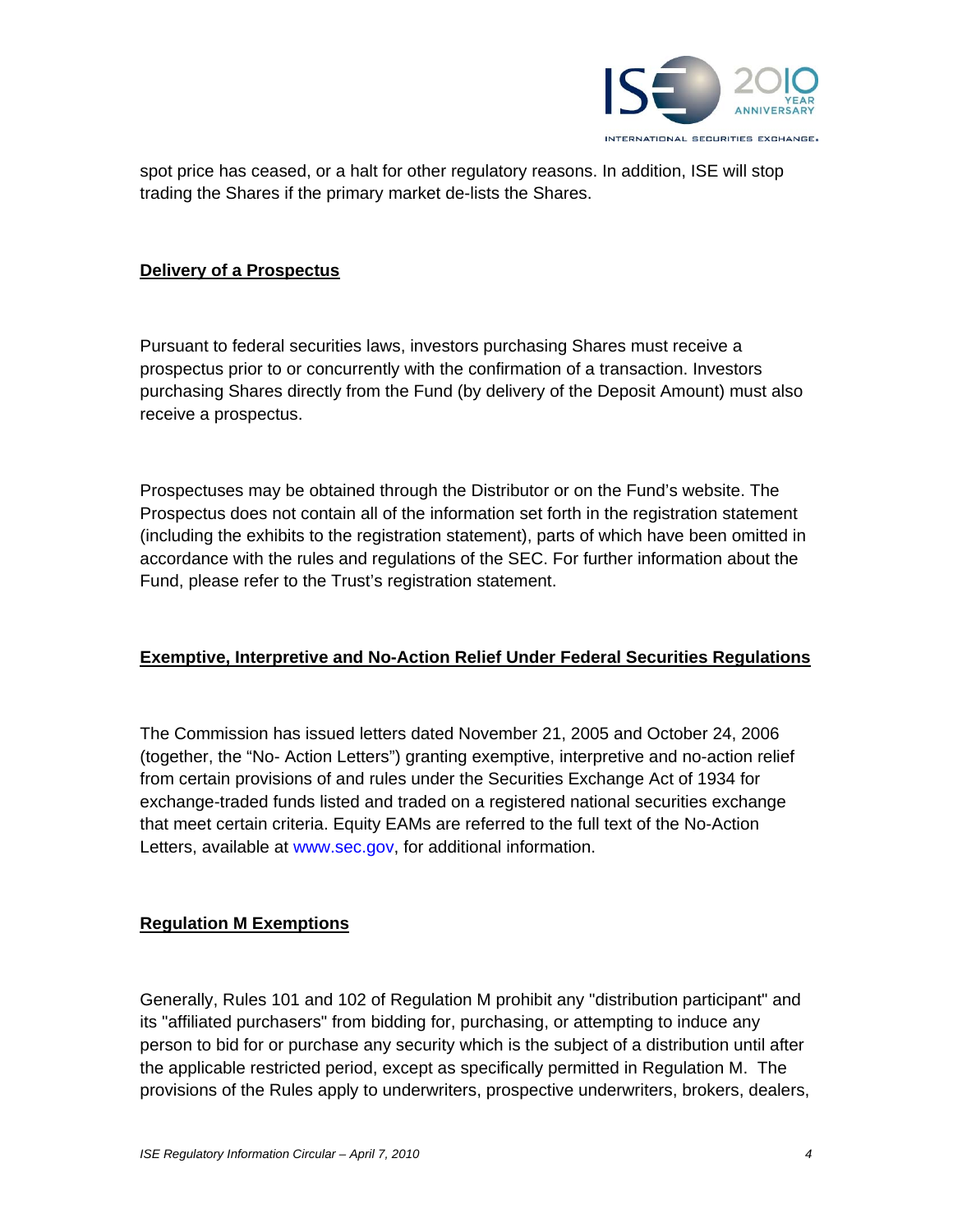spot price has ceased, or a halt for other regulatory reasons. In addition, ISE will stop trading the Shares if the primary market de-lists the Shares.

## Delivery of a Prospectus

Pursuant to federal securities laws, investors purchasing Shares must receive a prospectus prior to or concurrently with the confirmation of a transaction. Investors purchasing Shares directly from the Fund (by delivery of the Deposit Amount) must also receive a prospectus.

Prospectuses may be obtained through the Distributor or on the Fund's website. The Prospectus does not contain all of the information set forth in the registration statement (including the exhibits to the registration statement), parts of which have been omitted in accordance with the rules and regulations of the SEC. For further information about the Fund, please refer to the Trust's registration statement.

## Exemptive, Interpretive and No-Action Relief Under Federal Securities Regulations

The Commission has issued letters dated November 21, 2005 and October 24, 2006 (together, the "No- Action Letters") granting exemptive, interpretive and no-action relief from certain provisions of and rules under the Securities Exchange Act of 1934 for exchange-traded funds listed and traded on a registered national securities exchange that meet certain criteria. Equity EAMs are referred to the full text of the No-Action Letters, available at www.sec.gov, for additional information.

## Regulation M Exemptions

Generally, Rules 101 and 102 of Regulation M prohibit any "distribution participant" and its "affiliated purchasers" from bidding for, purchasing, or attempting to induce any person to bid for or purchase any security which is the subject of a distribution until after the applicable restricted period, except as specifically permitted in Regulation M. The provisions of the Rules apply to underwriters, prospective underwriters, brokers, dealers,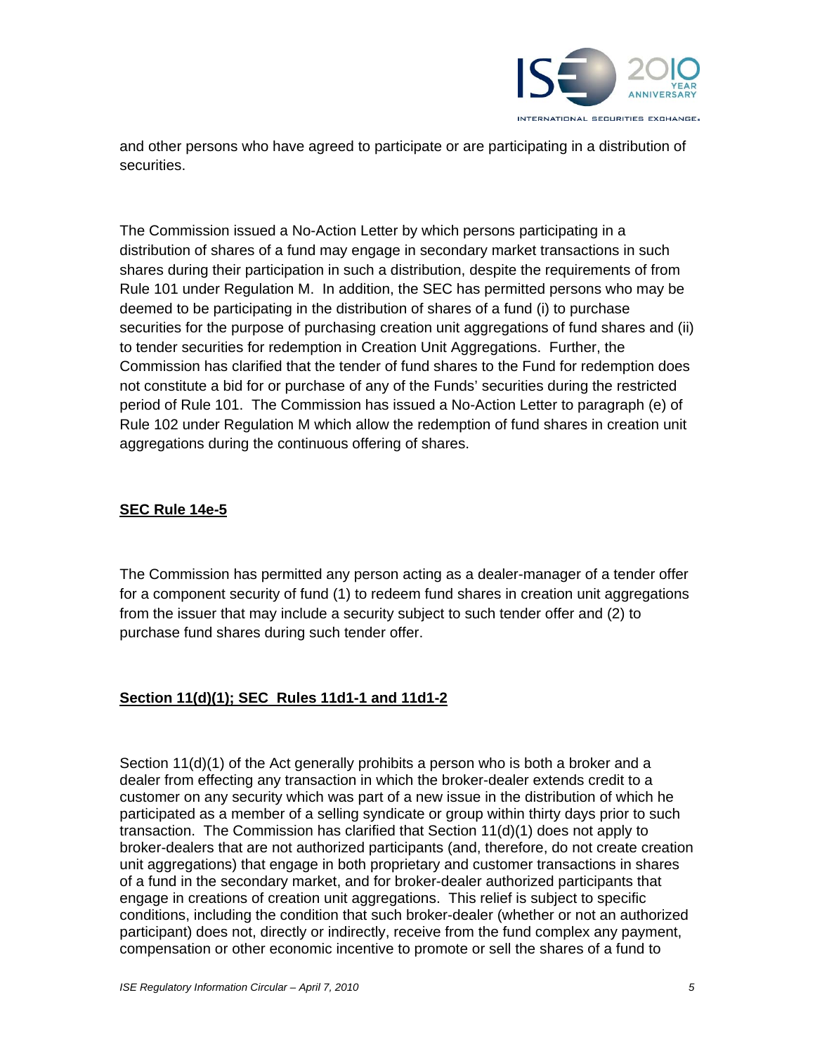and other persons who have agreed to participate or are participating in a distribution of securities.

The Commission issued a No-Action Letter by which persons participating in a distribution of shares of a fund may engage in secondary market transactions in such shares during their participation in such a distribution, despite the requirements of from Rule 101 under Regulation M. In addition, the SEC has permitted persons who may be deemed to be participating in the distribution of shares of a fund (i) to purchase securities for the purpose of purchasing creation unit aggregations of fund shares and (ii) to tender securities for redemption in Creation Unit Aggregations. Further, the Commission has clarified that the tender of fund shares to the Fund for redemption does not constitute a bid for or purchase of any of the Funds' securities during the restricted period of Rule 101. The Commission has issued a No-Action Letter to paragraph (e) of Rule 102 under Regulation M which allow the redemption of fund shares in creation unit aggregations during the continuous offering of shares.

**SEC Rule 14e-5**

The Commission has permitted any person acting as a dealer-manager of a tender offer for a component security of fund (1) to redeem fund shares in creation unit aggregations from the issuer that may include a security subject to such tender offer and (2) to purchase fund shares during such tender offer.

**Section 11(d)(1); SEC Rules 11d1-1 and 11d1-2**

Section 11(d)(1) of the Act generally prohibits a person who is both a broker and a dealer from effecting any transaction in which the broker-dealer extends credit to a customer on any security which was part of a new issue in the distribution of which he participated as a member of a selling syndicate or group within thirty days prior to such transaction. The Commission has clarified that Section 11(d)(1) does not apply to broker-dealers that are not authorized participants (and, therefore, do not create creation unit aggregations) that engage in both proprietary and customer transactions in shares of a fund in the secondary market, and for broker-dealer authorized participants that engage in creations of creation unit aggregations. This relief is subject to specific conditions, including the condition that such broker-dealer (whether or not an authorized participant) does not, directly or indirectly, receive from the fund complex any payment, compensation or other economic incentive to promote or sell the shares of a fund to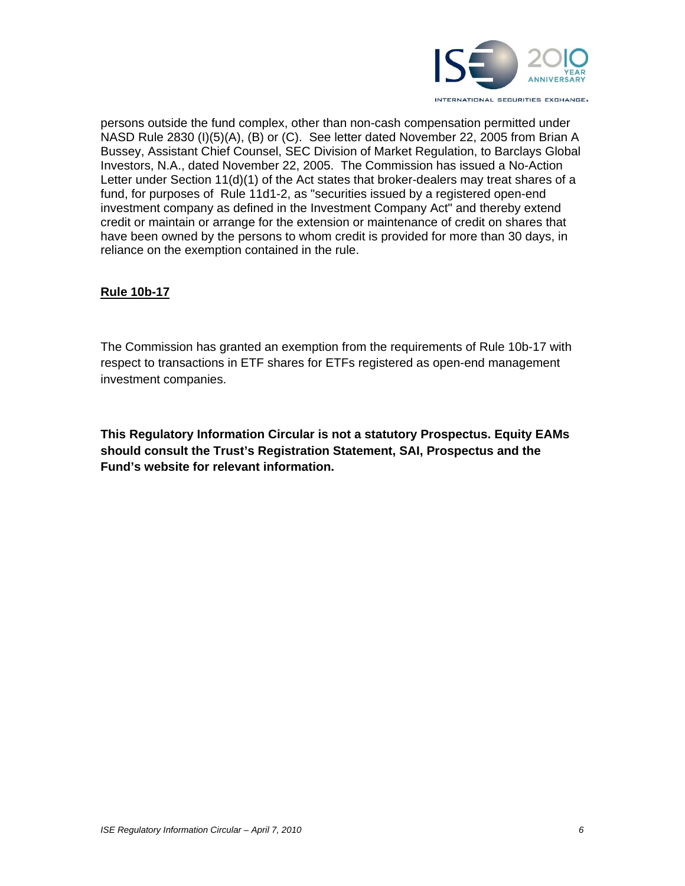persons outside the fund complex, other than non-cash compensation permitted under NASD Rule 2830 (I)(5)(A), (B) or (C). See letter dated November 22, 2005 from Brian A Bussey, Assistant Chief Counsel, SEC Division of Market Regulation, to Barclays Global Investors, N.A., dated November 22, 2005. The Commission has issued a No-Action Letter under Section 11(d)(1) of the Act states that broker-dealers may treat shares of a fund, for purposes of Rule 11d1-2, as "securities issued by a registered open-end investment company as defined in the Investment Company Act" and thereby extend credit or maintain or arrange for the extension or maintenance of credit on shares that have been owned by the persons to whom credit is provided for more than 30 days, in reliance on the exemption contained in the rule.

**Rule 10b-17**

The Commission has granted an exemption from the requirements of Rule 10b-17 with respect to transactions in ETF shares for ETFs registered as open-end management investment companies.

**This Regulatory Information Circular is not a statutory Prospectus. Equity EAMs should consult the Trust's Registration Statement, SAI, Prospectus and the Fund's website for relevant information.**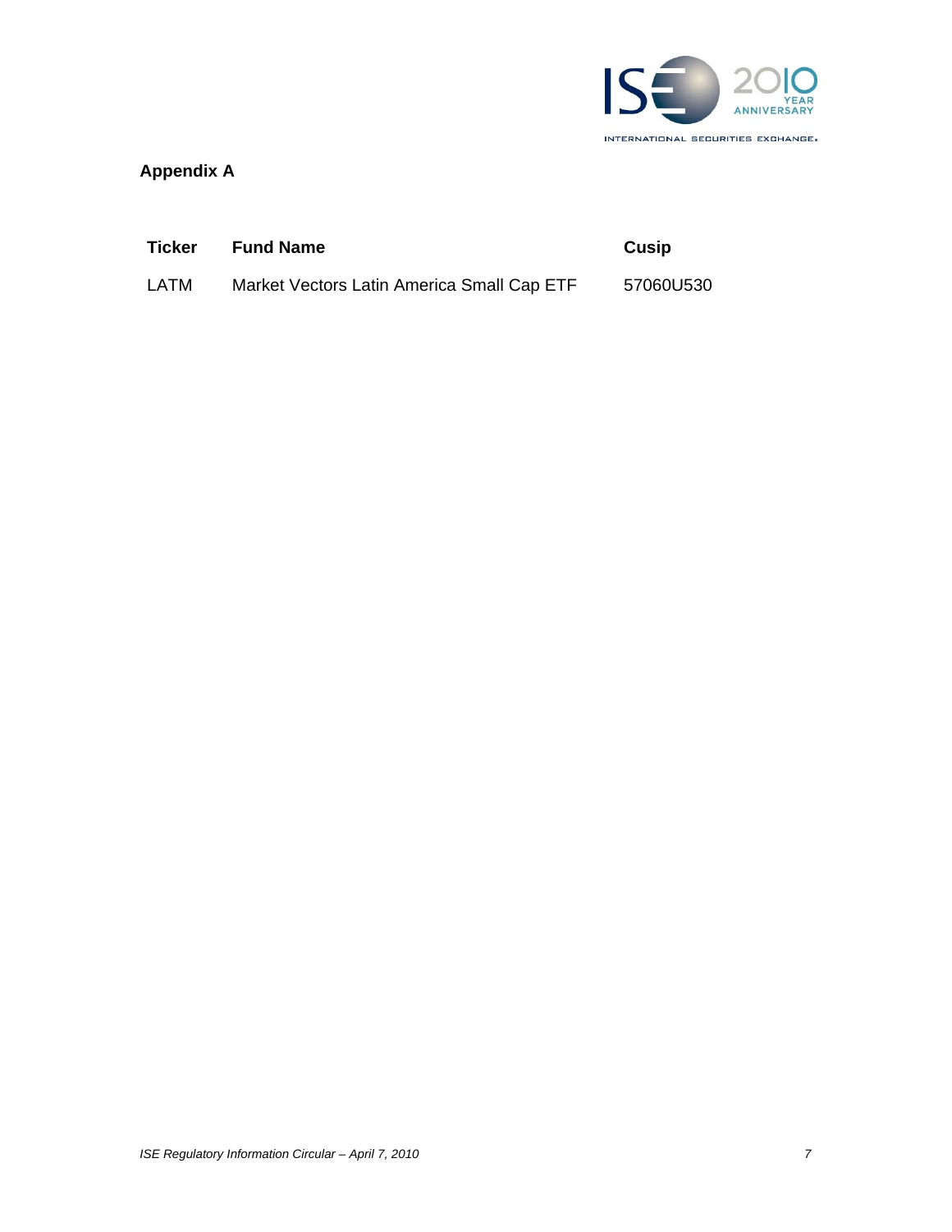## Appendix A

| Ticker | Fund Name | Cusip |
| --- | --- | --- |
| LATM | Market Vectors Latin America Small Cap ETF | 57060U530 |